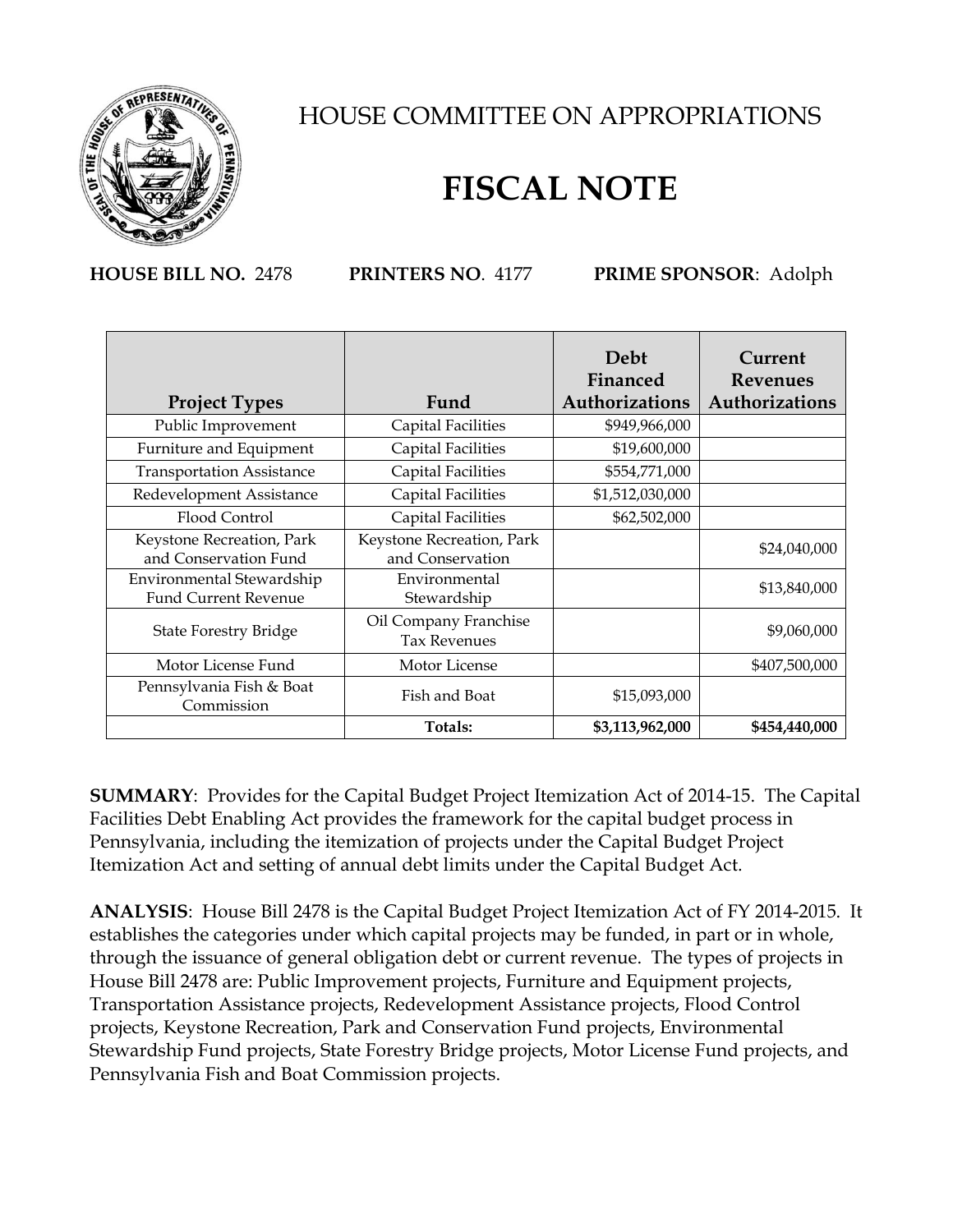# HOUSE COMMITTEE ON APPROPRIATIONS

# FISCAL NOTE

**HOUSE BILL NO.** 2478 **PRINTERS NO**. 4177 **PRIME SPONSOR**: Adolph

| Project Types | Fund | Debt Financed Authorizations | Current Revenues Authorizations |
|---|---|---|---|
| Public Improvement | Capital Facilities | $949,966,000 | |
| Furniture and Equipment | Capital Facilities | $19,600,000 | |
| Transportation Assistance | Capital Facilities | $554,771,000 | |
| Redevelopment Assistance | Capital Facilities | $1,512,030,000 | |
| Flood Control | Capital Facilities | $62,502,000 | |
| Keystone Recreation, Park and Conservation Fund | Keystone Recreation, Park and Conservation | | $24,040,000 |
| Environmental Stewardship Fund Current Revenue | Environmental Stewardship | | $13,840,000 |
| State Forestry Bridge | Oil Company Franchise Tax Revenues | | $9,060,000 |
| Motor License Fund | Motor License | | $407,500,000 |
| Pennsylvania Fish & Boat Commission | Fish and Boat | $15,093,000 | |
| | **Totals:** | **$3,113,962,000** | **$454,440,000** |

**SUMMARY**: Provides for the Capital Budget Project Itemization Act of 2014-15. The Capital Facilities Debt Enabling Act provides the framework for the capital budget process in Pennsylvania, including the itemization of projects under the Capital Budget Project Itemization Act and setting of annual debt limits under the Capital Budget Act.

**ANALYSIS**: House Bill 2478 is the Capital Budget Project Itemization Act of FY 2014-2015. It establishes the categories under which capital projects may be funded, in part or in whole, through the issuance of general obligation debt or current revenue. The types of projects in House Bill 2478 are: Public Improvement projects, Furniture and Equipment projects, Transportation Assistance projects, Redevelopment Assistance projects, Flood Control projects, Keystone Recreation, Park and Conservation Fund projects, Environmental Stewardship Fund projects, State Forestry Bridge projects, Motor License Fund projects, and Pennsylvania Fish and Boat Commission projects.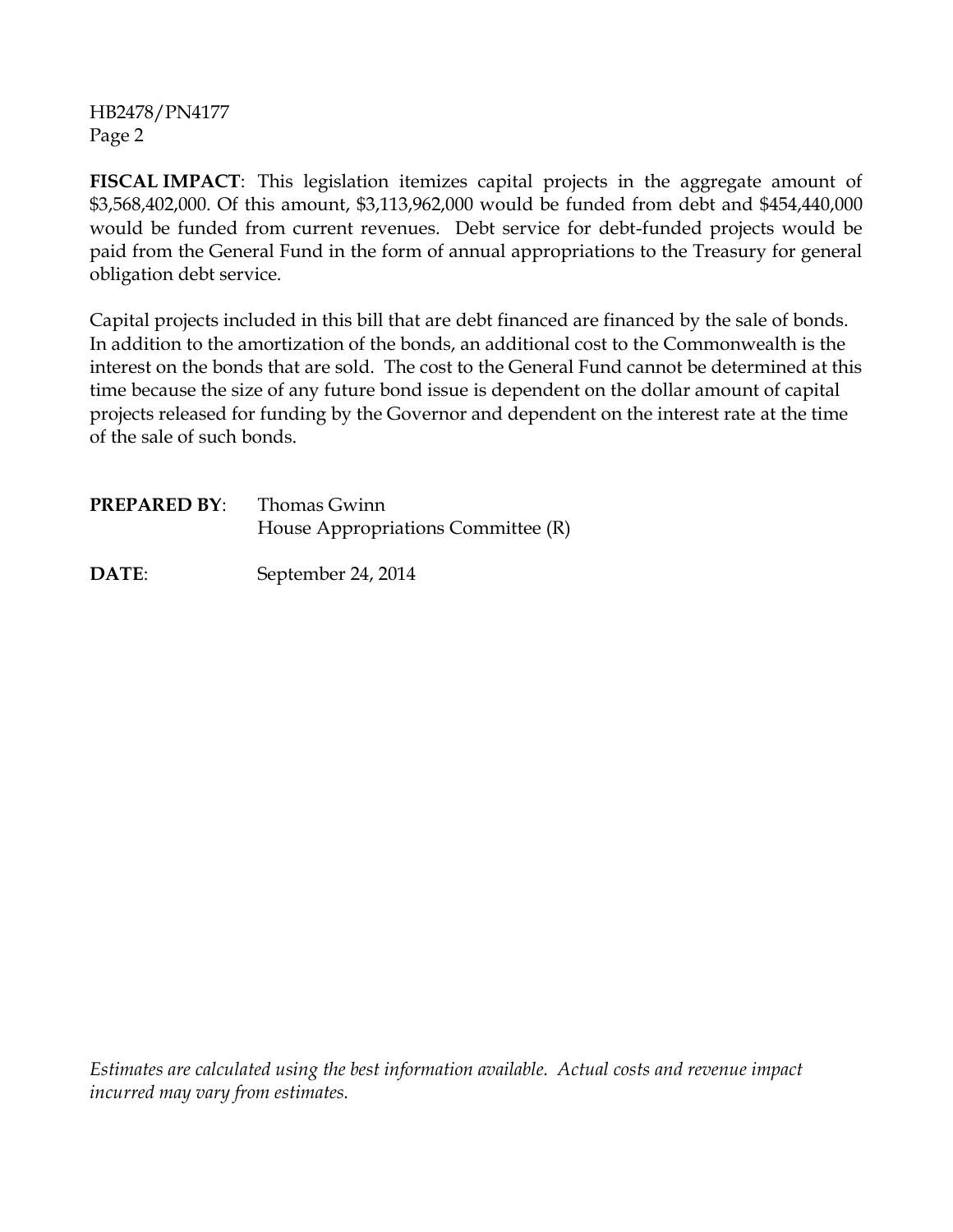**FISCAL IMPACT**: This legislation itemizes capital projects in the aggregate amount of $3,568,402,000. Of this amount, $3,113,962,000 would be funded from debt and $454,440,000 would be funded from current revenues. Debt service for debt-funded projects would be paid from the General Fund in the form of annual appropriations to the Treasury for general obligation debt service.

Capital projects included in this bill that are debt financed are financed by the sale of bonds. In addition to the amortization of the bonds, an additional cost to the Commonwealth is the interest on the bonds that are sold. The cost to the General Fund cannot be determined at this time because the size of any future bond issue is dependent on the dollar amount of capital projects released for funding by the Governor and dependent on the interest rate at the time of the sale of such bonds.

**PREPARED BY**: Thomas Gwinn
House Appropriations Committee (R)

**DATE**: September 24, 2014

*Estimates are calculated using the best information available. Actual costs and revenue impact incurred may vary from estimates.*